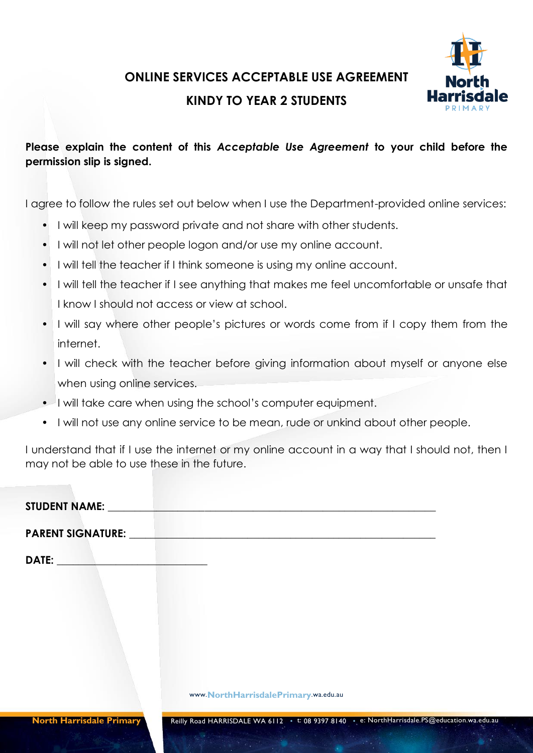# ONLINE SERVICES ACCEPTABLE USE AGREEMENT

## KINDY TO YEAR 2 STUDENTS

**Please explain the content of this *Acceptable Use Agreement* to your child before the permission slip is signed.**

I agree to follow the rules set out below when I use the Department-provided online services:

- I will keep my password private and not share with other students.
- I will not let other people logon and/or use my online account.
- I will tell the teacher if I think someone is using my online account.
- I will tell the teacher if I see anything that makes me feel uncomfortable or unsafe that I know I should not access or view at school.
- I will say where other people's pictures or words come from if I copy them from the internet.
- I will check with the teacher before giving information about myself or anyone else when using online services.
- I will take care when using the school's computer equipment.
- I will not use any online service to be mean, rude or unkind about other people.

I understand that if I use the internet or my online account in a way that I should not, then I may not be able to use these in the future.

**STUDENT NAME:** ___________________________________________

**PARENT SIGNATURE:** ___________________________________________

**DATE:** ___________________________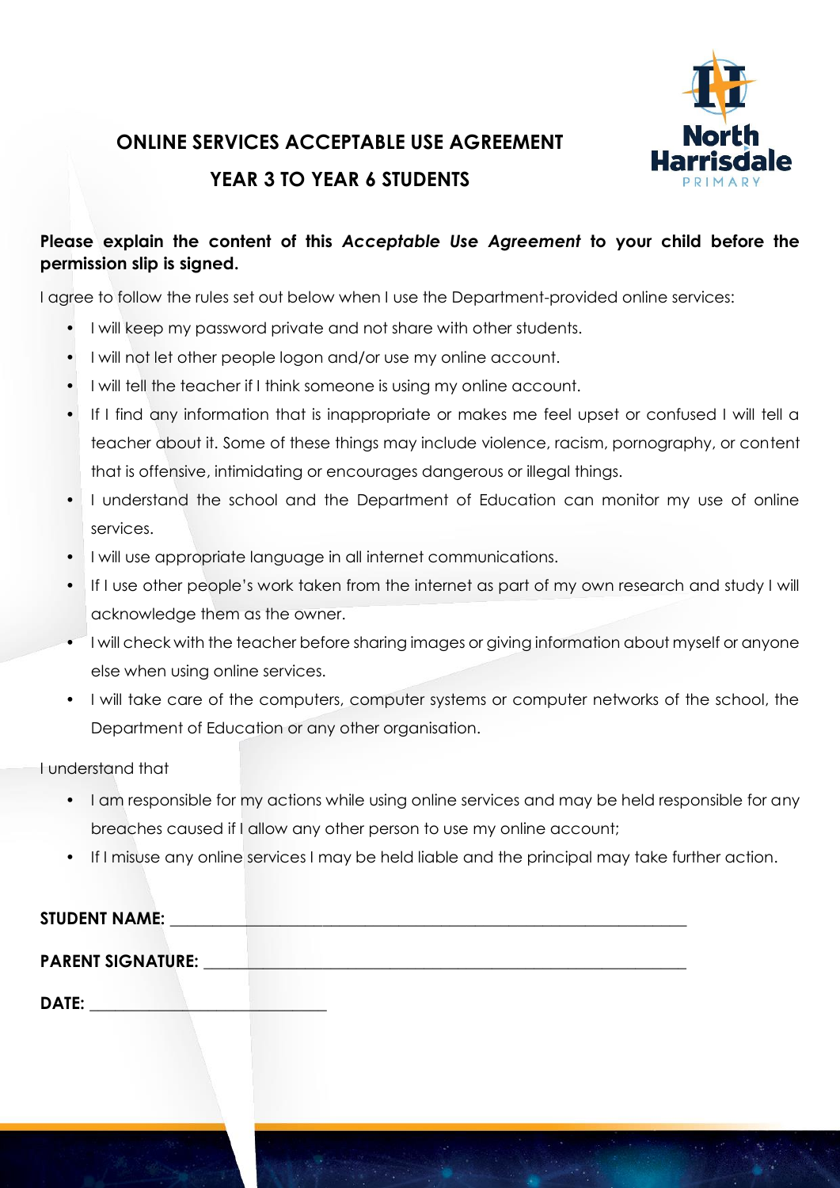# ONLINE SERVICES ACCEPTABLE USE AGREEMENT

## YEAR 3 TO YEAR 6 STUDENTS

North Harrisdale PRIMARY

**Please explain the content of this *Acceptable Use Agreement* to your child before the permission slip is signed.**

I agree to follow the rules set out below when I use the Department-provided online services:

- I will keep my password private and not share with other students.
- I will not let other people logon and/or use my online account.
- I will tell the teacher if I think someone is using my online account.
- If I find any information that is inappropriate or makes me feel upset or confused I will tell a teacher about it. Some of these things may include violence, racism, pornography, or content that is offensive, intimidating or encourages dangerous or illegal things.
- I understand the school and the Department of Education can monitor my use of online services.
- I will use appropriate language in all internet communications.
- If I use other people's work taken from the internet as part of my own research and study I will acknowledge them as the owner.
- I will check with the teacher before sharing images or giving information about myself or anyone else when using online services.
- I will take care of the computers, computer systems or computer networks of the school, the Department of Education or any other organisation.

I understand that

- I am responsible for my actions while using online services and may be held responsible for any breaches caused if I allow any other person to use my online account;
- If I misuse any online services I may be held liable and the principal may take further action.

**STUDENT NAME:** ____________________________________________

**PARENT SIGNATURE:** ________________________________________

**DATE:** ____________________